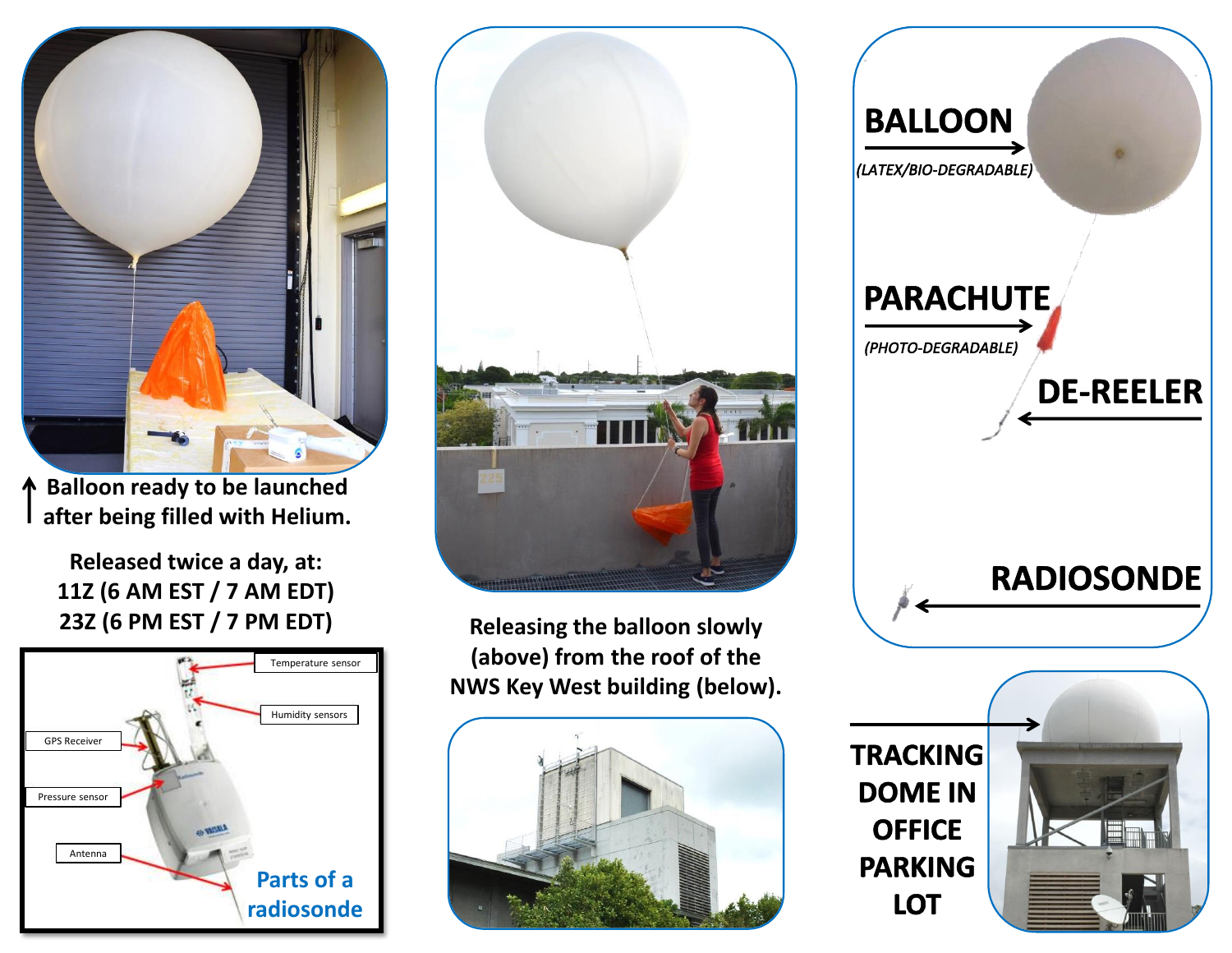↑ **Balloon ready to be launched after being filled with Helium.**

**Released twice a day, at:**
**11Z (6 AM EST / 7 AM EDT)**
**23Z (6 PM EST / 7 PM EDT)**

Temperature sensor
Humidity sensors
GPS Receiver
Pressure sensor
Antenna

**Parts of a radiosonde**

**Releasing the balloon slowly (above) from the roof of the NWS Key West building (below).**

**BALLOON**
*(LATEX/BIO-DEGRADABLE)*

**PARACHUTE**
*(PHOTO-DEGRADABLE)*

**DE-REELER**

**RADIOSONDE**

**TRACKING DOME IN OFFICE PARKING LOT**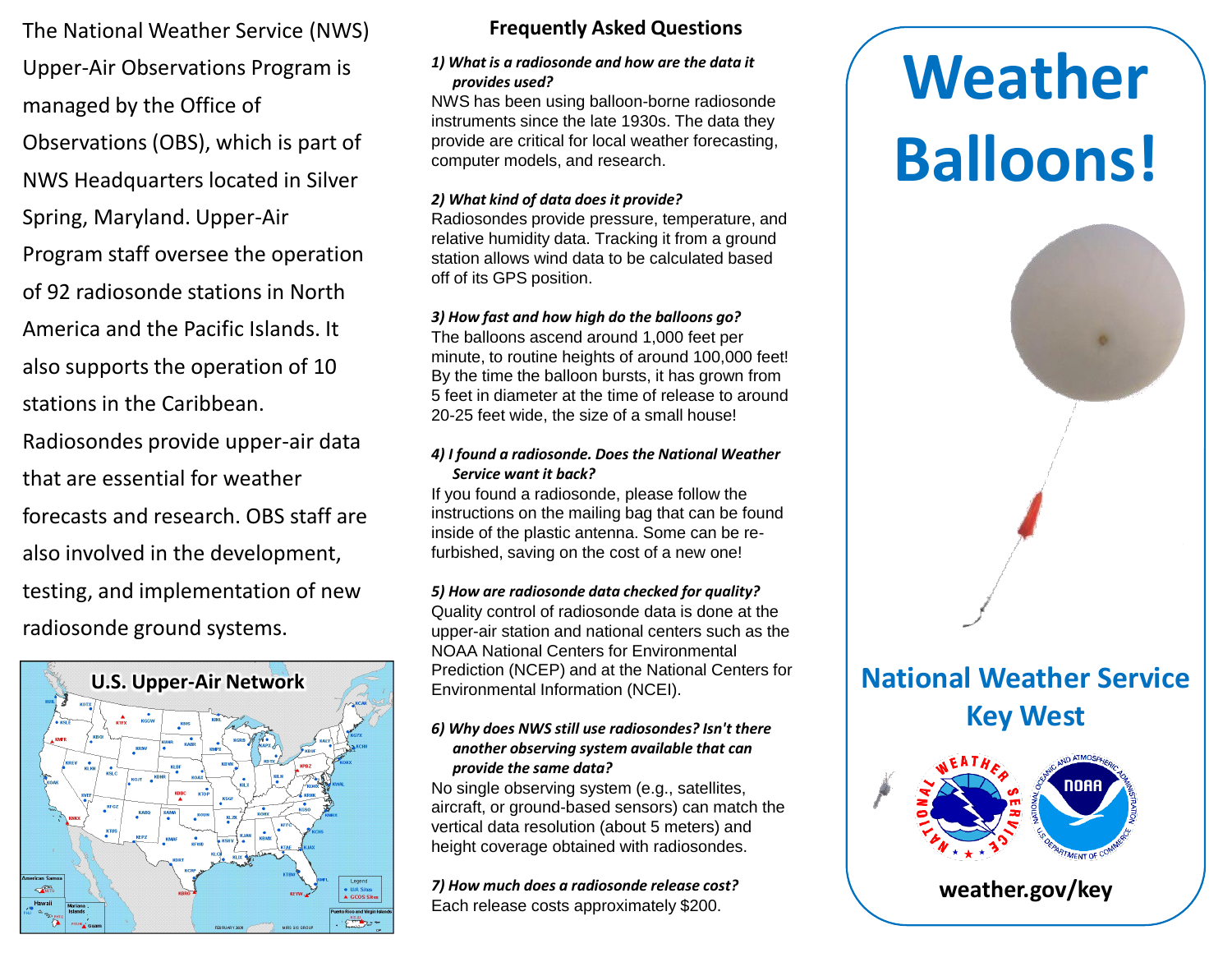The National Weather Service (NWS) Upper-Air Observations Program is managed by the Office of Observations (OBS), which is part of NWS Headquarters located in Silver Spring, Maryland. Upper-Air Program staff oversee the operation of 92 radiosonde stations in North America and the Pacific Islands. It also supports the operation of 10 stations in the Caribbean. Radiosondes provide upper-air data that are essential for weather forecasts and research. OBS staff are also involved in the development, testing, and implementation of new radiosonde ground systems.

U.S. Upper-Air Network

## Frequently Asked Questions

***1) What is a radiosonde and how are the data it provides used?***

NWS has been using balloon-borne radiosonde instruments since the late 1930s. The data they provide are critical for local weather forecasting, computer models, and research.

***2) What kind of data does it provide?***

Radiosondes provide pressure, temperature, and relative humidity data. Tracking it from a ground station allows wind data to be calculated based off of its GPS position.

***3) How fast and how high do the balloons go?***

The balloons ascend around 1,000 feet per minute, to routine heights of around 100,000 feet! By the time the balloon bursts, it has grown from 5 feet in diameter at the time of release to around 20-25 feet wide, the size of a small house!

***4) I found a radiosonde. Does the National Weather Service want it back?***

If you found a radiosonde, please follow the instructions on the mailing bag that can be found inside of the plastic antenna. Some can be re-furbished, saving on the cost of a new one!

***5) How are radiosonde data checked for quality?***

Quality control of radiosonde data is done at the upper-air station and national centers such as the NOAA National Centers for Environmental Prediction (NCEP) and at the National Centers for Environmental Information (NCEI).

***6) Why does NWS still use radiosondes? Isn't there another observing system available that can provide the same data?***

No single observing system (e.g., satellites, aircraft, or ground-based sensors) can match the vertical data resolution (about 5 meters) and height coverage obtained with radiosondes.

***7) How much does a radiosonde release cost?***

Each release costs approximately $200.

# Weather Balloons!

## National Weather Service Key West

**weather.gov/key**